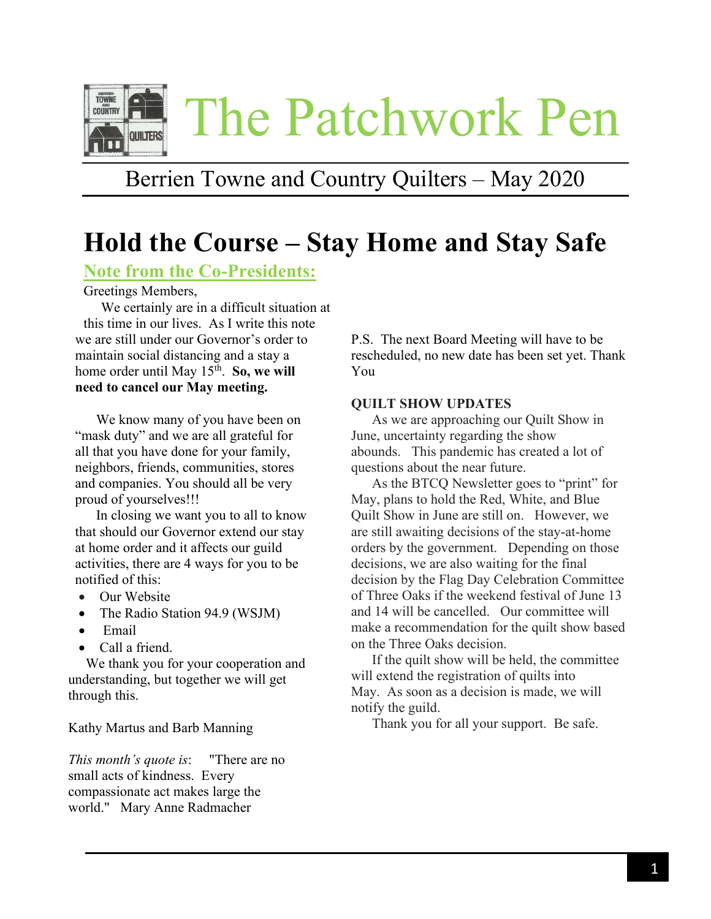# The Patchwork Pen

Berrien Towne and Country Quilters – May 2020

# Hold the Course – Stay Home and Stay Safe

## Note from the Co-Presidents:

Greetings Members,

We certainly are in a difficult situation at this time in our lives. As I write this note we are still under our Governor's order to maintain social distancing and a stay a home order until May 15th. **So, we will need to cancel our May meeting.**

We know many of you have been on "mask duty" and we are all grateful for all that you have done for your family, neighbors, friends, communities, stores and companies. You should all be very proud of yourselves!!!

In closing we want you to all to know that should our Governor extend our stay at home order and it affects our guild activities, there are 4 ways for you to be notified of this:

- Our Website
- The Radio Station 94.9 (WSJM)
- Email
- Call a friend.

We thank you for your cooperation and understanding, but together we will get through this.

Kathy Martus and Barb Manning

*This month's quote is*: "There are no small acts of kindness. Every compassionate act makes large the world." Mary Anne Radmacher

P.S. The next Board Meeting will have to be rescheduled, no new date has been set yet. Thank You

**QUILT SHOW UPDATES**

As we are approaching our Quilt Show in June, uncertainty regarding the show abounds. This pandemic has created a lot of questions about the near future.

As the BTCQ Newsletter goes to "print" for May, plans to hold the Red, White, and Blue Quilt Show in June are still on. However, we are still awaiting decisions of the stay-at-home orders by the government. Depending on those decisions, we are also waiting for the final decision by the Flag Day Celebration Committee of Three Oaks if the weekend festival of June 13 and 14 will be cancelled. Our committee will make a recommendation for the quilt show based on the Three Oaks decision.

If the quilt show will be held, the committee will extend the registration of quilts into May. As soon as a decision is made, we will notify the guild.

Thank you for all your support. Be safe.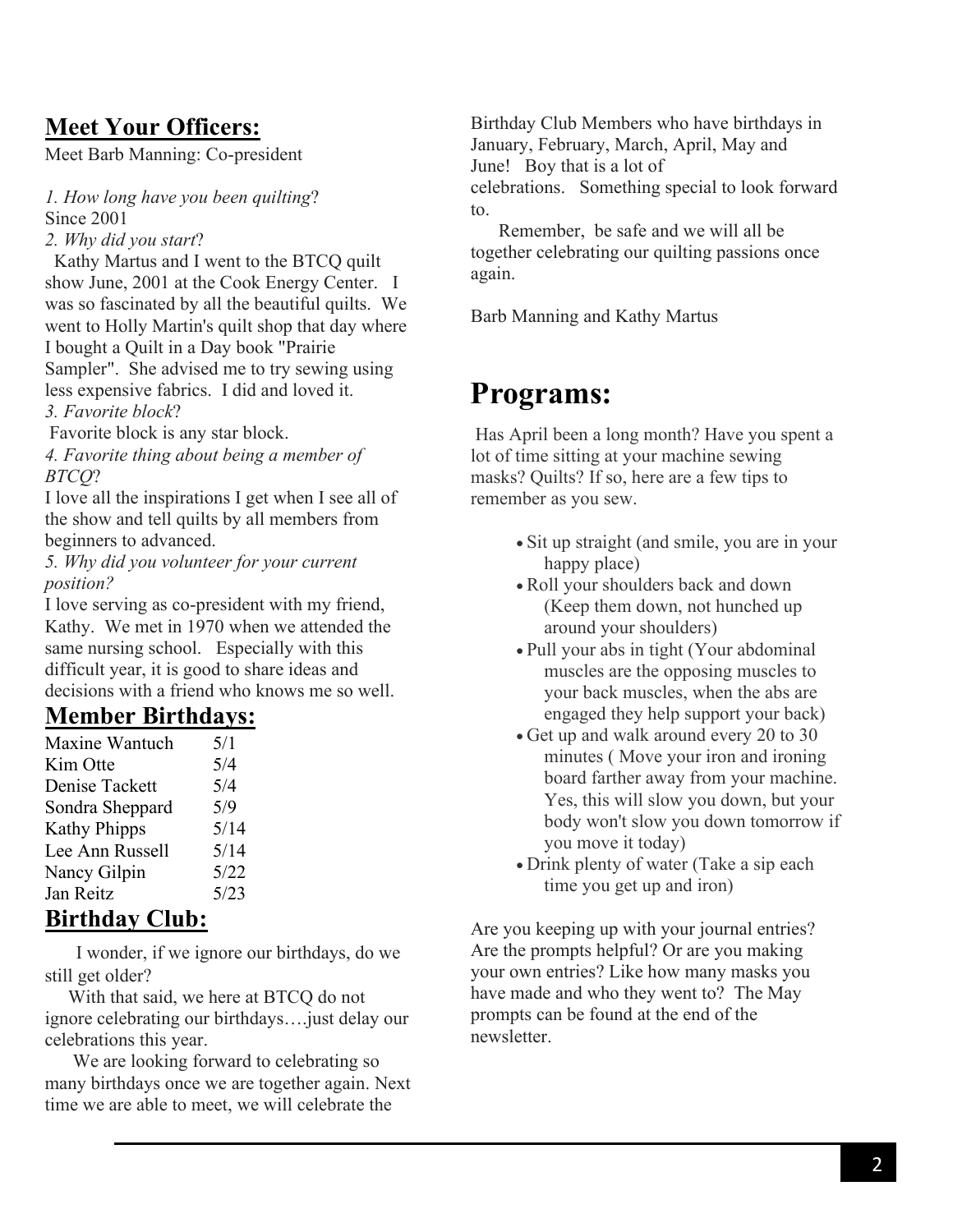## **Meet Your Officers:**

Meet Barb Manning: Co-president

*1. How long have you been quilting*?
Since 2001

*2. Why did you start*?
Kathy Martus and I went to the BTCQ quilt show June, 2001 at the Cook Energy Center. I was so fascinated by all the beautiful quilts. We went to Holly Martin's quilt shop that day where I bought a Quilt in a Day book "Prairie Sampler". She advised me to try sewing using less expensive fabrics. I did and loved it.

*3. Favorite block*?
Favorite block is any star block.

*4. Favorite thing about being a member of BTCQ*?
I love all the inspirations I get when I see all of the show and tell quilts by all members from beginners to advanced.

*5. Why did you volunteer for your current position?*
I love serving as co-president with my friend, Kathy. We met in 1970 when we attended the same nursing school. Especially with this difficult year, it is good to share ideas and decisions with a friend who knows me so well.

## **Member Birthdays:**

| Name | Date |
|---|---|
| Maxine Wantuch | 5/1 |
| Kim Otte | 5/4 |
| Denise Tackett | 5/4 |
| Sondra Sheppard | 5/9 |
| Kathy Phipps | 5/14 |
| Lee Ann Russell | 5/14 |
| Nancy Gilpin | 5/22 |
| Jan Reitz | 5/23 |

## **Birthday Club:**

I wonder, if we ignore our birthdays, do we still get older?

With that said, we here at BTCQ do not ignore celebrating our birthdays….just delay our celebrations this year.

We are looking forward to celebrating so many birthdays once we are together again. Next time we are able to meet, we will celebrate the Birthday Club Members who have birthdays in January, February, March, April, May and June! Boy that is a lot of celebrations. Something special to look forward to.

Remember, be safe and we will all be together celebrating our quilting passions once again.

Barb Manning and Kathy Martus

# **Programs:**

Has April been a long month? Have you spent a lot of time sitting at your machine sewing masks? Quilts? If so, here are a few tips to remember as you sew.

- Sit up straight (and smile, you are in your happy place)
- Roll your shoulders back and down (Keep them down, not hunched up around your shoulders)
- Pull your abs in tight (Your abdominal muscles are the opposing muscles to your back muscles, when the abs are engaged they help support your back)
- Get up and walk around every 20 to 30 minutes ( Move your iron and ironing board farther away from your machine. Yes, this will slow you down, but your body won't slow you down tomorrow if you move it today)
- Drink plenty of water (Take a sip each time you get up and iron)

Are you keeping up with your journal entries? Are the prompts helpful? Or are you making your own entries? Like how many masks you have made and who they went to? The May prompts can be found at the end of the newsletter.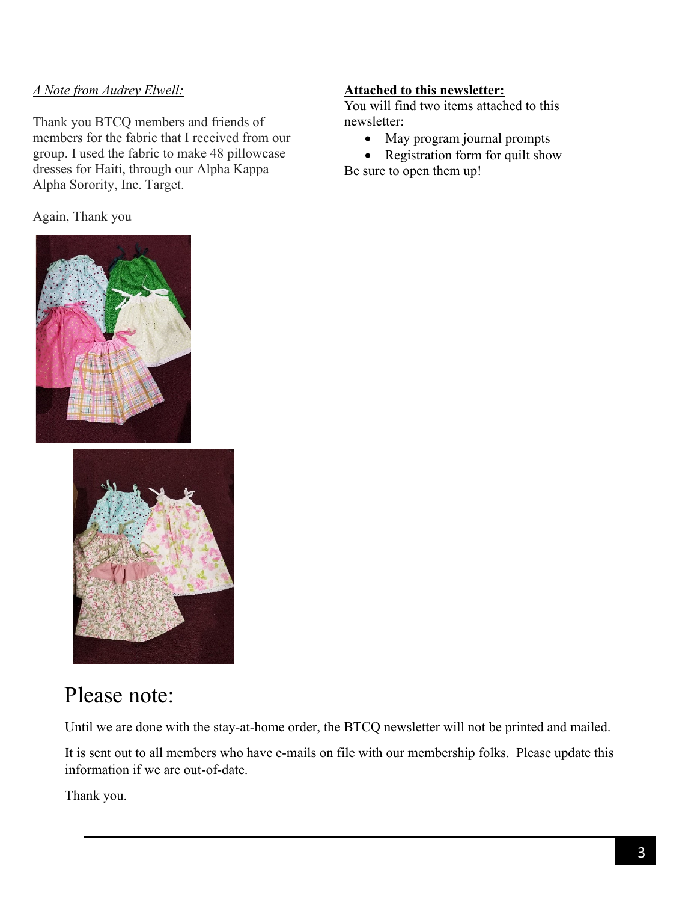*A Note from Audrey Elwell:*

Thank you BTCQ members and friends of members for the fabric that I received from our group. I used the fabric to make 48 pillowcase dresses for Haiti, through our Alpha Kappa Alpha Sorority, Inc. Target.

Again, Thank you

**Attached to this newsletter:**
You will find two items attached to this newsletter:

- May program journal prompts
- Registration form for quilt show

Be sure to open them up!

# Please note:

Until we are done with the stay-at-home order, the BTCQ newsletter will not be printed and mailed.

It is sent out to all members who have e-mails on file with our membership folks. Please update this information if we are out-of-date.

Thank you.